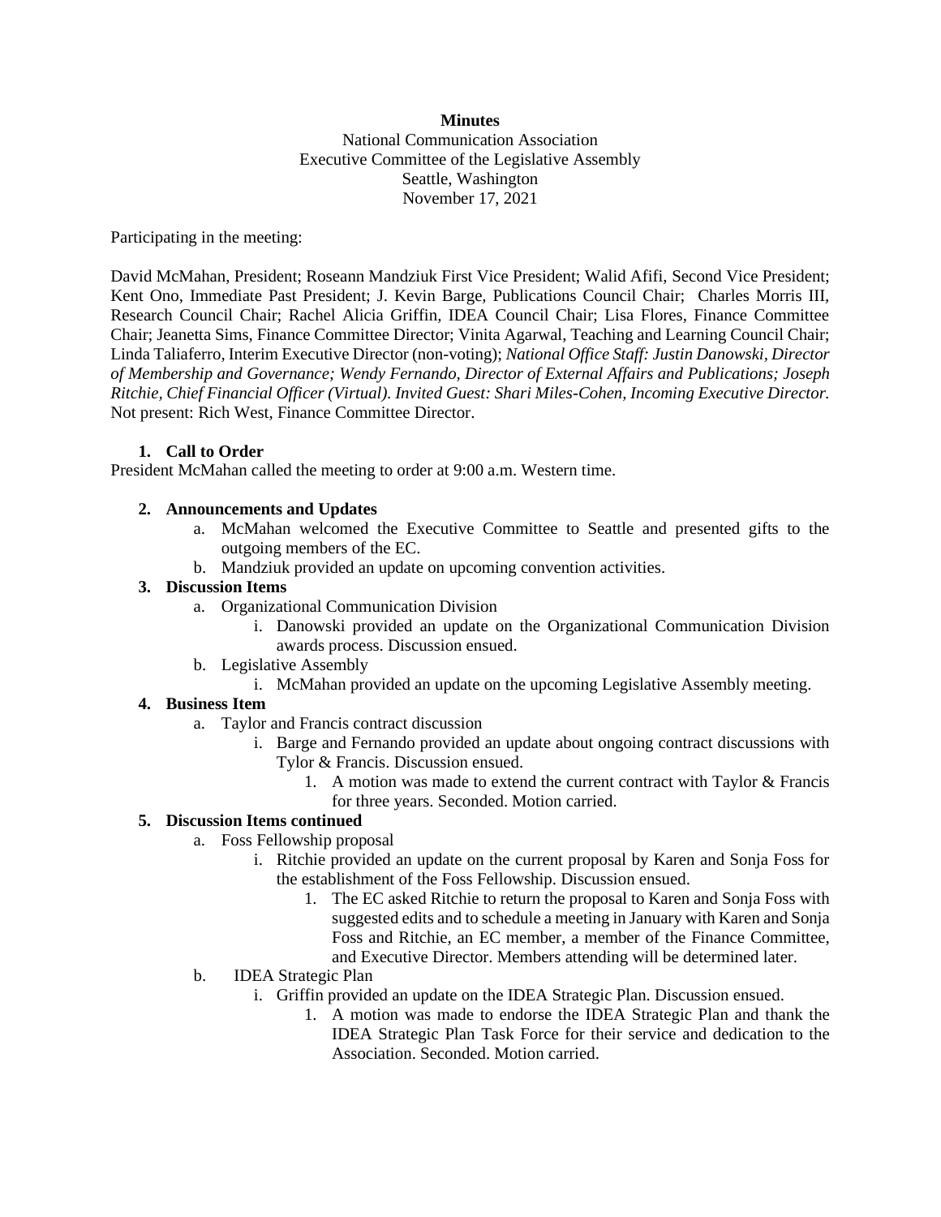**Minutes**

National Communication Association
Executive Committee of the Legislative Assembly
Seattle, Washington
November 17, 2021

Participating in the meeting:

David McMahan, President; Roseann Mandziuk First Vice President; Walid Afifi, Second Vice President; Kent Ono, Immediate Past President; J. Kevin Barge, Publications Council Chair; Charles Morris III, Research Council Chair; Rachel Alicia Griffin, IDEA Council Chair; Lisa Flores, Finance Committee Chair; Jeanetta Sims, Finance Committee Director; Vinita Agarwal, Teaching and Learning Council Chair; Linda Taliaferro, Interim Executive Director (non-voting); *National Office Staff: Justin Danowski, Director of Membership and Governance; Wendy Fernando, Director of External Affairs and Publications; Joseph Ritchie, Chief Financial Officer (Virtual). Invited Guest: Shari Miles-Cohen, Incoming Executive Director.* Not present: Rich West, Finance Committee Director.

1. **Call to Order**

President McMahan called the meeting to order at 9:00 a.m. Western time.

2. **Announcements and Updates**
   a. McMahan welcomed the Executive Committee to Seattle and presented gifts to the outgoing members of the EC.
   b. Mandziuk provided an update on upcoming convention activities.
3. **Discussion Items**
   a. Organizational Communication Division
      i. Danowski provided an update on the Organizational Communication Division awards process. Discussion ensued.
   b. Legislative Assembly
      i. McMahan provided an update on the upcoming Legislative Assembly meeting.
4. **Business Item**
   a. Taylor and Francis contract discussion
      i. Barge and Fernando provided an update about ongoing contract discussions with Tylor & Francis. Discussion ensued.
         1. A motion was made to extend the current contract with Taylor & Francis for three years. Seconded. Motion carried.
5. **Discussion Items continued**
   a. Foss Fellowship proposal
      i. Ritchie provided an update on the current proposal by Karen and Sonja Foss for the establishment of the Foss Fellowship. Discussion ensued.
         1. The EC asked Ritchie to return the proposal to Karen and Sonja Foss with suggested edits and to schedule a meeting in January with Karen and Sonja Foss and Ritchie, an EC member, a member of the Finance Committee, and Executive Director. Members attending will be determined later.
   b. IDEA Strategic Plan
      i. Griffin provided an update on the IDEA Strategic Plan. Discussion ensued.
         1. A motion was made to endorse the IDEA Strategic Plan and thank the IDEA Strategic Plan Task Force for their service and dedication to the Association. Seconded. Motion carried.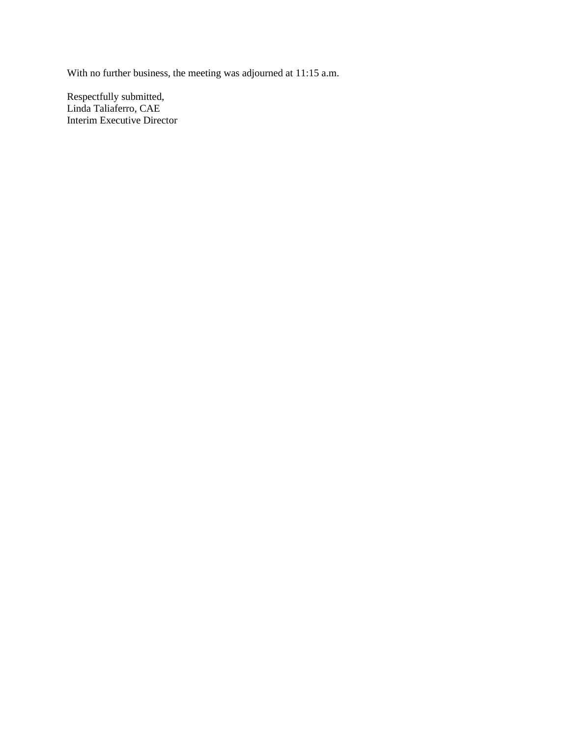With no further business, the meeting was adjourned at 11:15 a.m.

Respectfully submitted,
Linda Taliaferro, CAE
Interim Executive Director